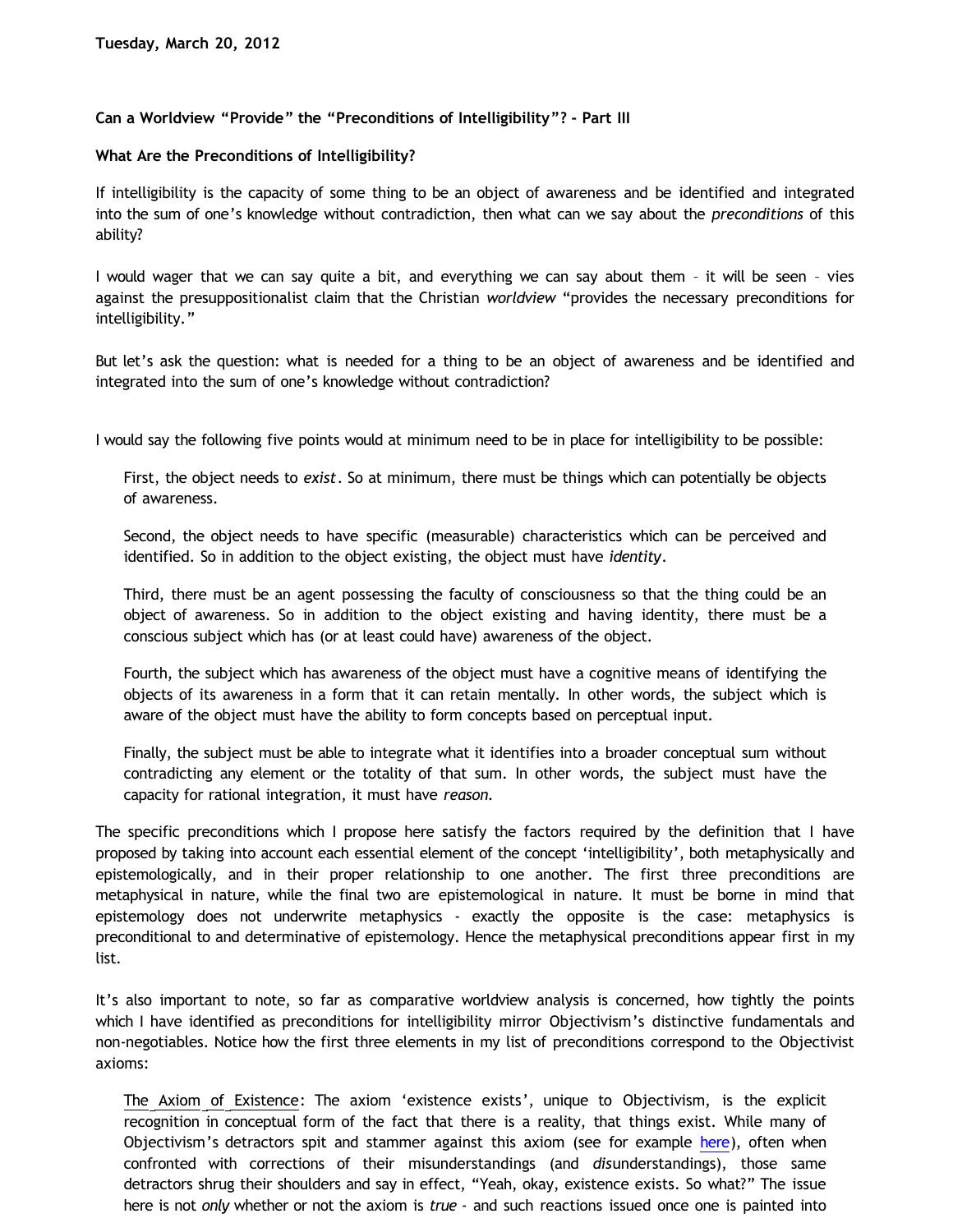**Tuesday, March 20, 2012**

## Can a Worldview "Provide" the "Preconditions of Intelligibility"? - Part III

### What Are the Preconditions of Intelligibility?

If intelligibility is the capacity of some thing to be an object of awareness and be identified and integrated into the sum of one's knowledge without contradiction, then what can we say about the *preconditions* of this ability?

I would wager that we can say quite a bit, and everything we can say about them – it will be seen – vies against the presuppositionalist claim that the Christian *worldview* "provides the necessary preconditions for intelligibility."

But let's ask the question: what is needed for a thing to be an object of awareness and be identified and integrated into the sum of one's knowledge without contradiction?

I would say the following five points would at minimum need to be in place for intelligibility to be possible:

> First, the object needs to *exist*. So at minimum, there must be things which can potentially be objects of awareness.
>
> Second, the object needs to have specific (measurable) characteristics which can be perceived and identified. So in addition to the object existing, the object must have *identity*.
>
> Third, there must be an agent possessing the faculty of consciousness so that the thing could be an object of awareness. So in addition to the object existing and having identity, there must be a conscious subject which has (or at least could have) awareness of the object.
>
> Fourth, the subject which has awareness of the object must have a cognitive means of identifying the objects of its awareness in a form that it can retain mentally. In other words, the subject which is aware of the object must have the ability to form concepts based on perceptual input.
>
> Finally, the subject must be able to integrate what it identifies into a broader conceptual sum without contradicting any element or the totality of that sum. In other words, the subject must have the capacity for rational integration, it must have *reason*.

The specific preconditions which I propose here satisfy the factors required by the definition that I have proposed by taking into account each essential element of the concept 'intelligibility', both metaphysically and epistemologically, and in their proper relationship to one another. The first three preconditions are metaphysical in nature, while the final two are epistemological in nature. It must be borne in mind that epistemology does not underwrite metaphysics - exactly the opposite is the case: metaphysics is preconditional to and determinative of epistemology. Hence the metaphysical preconditions appear first in my list.

It's also important to note, so far as comparative worldview analysis is concerned, how tightly the points which I have identified as preconditions for intelligibility mirror Objectivism's distinctive fundamentals and non-negotiables. Notice how the first three elements in my list of preconditions correspond to the Objectivist axioms:

> The Axiom of Existence: The axiom 'existence exists', unique to Objectivism, is the explicit recognition in conceptual form of the fact that there is a reality, that things exist. While many of Objectivism's detractors spit and stammer against this axiom (see for example here), often when confronted with corrections of their misunderstandings (and *dis*understandings), those same detractors shrug their shoulders and say in effect, "Yeah, okay, existence exists. So what?" The issue here is not *only* whether or not the axiom is *true* - and such reactions issued once one is painted into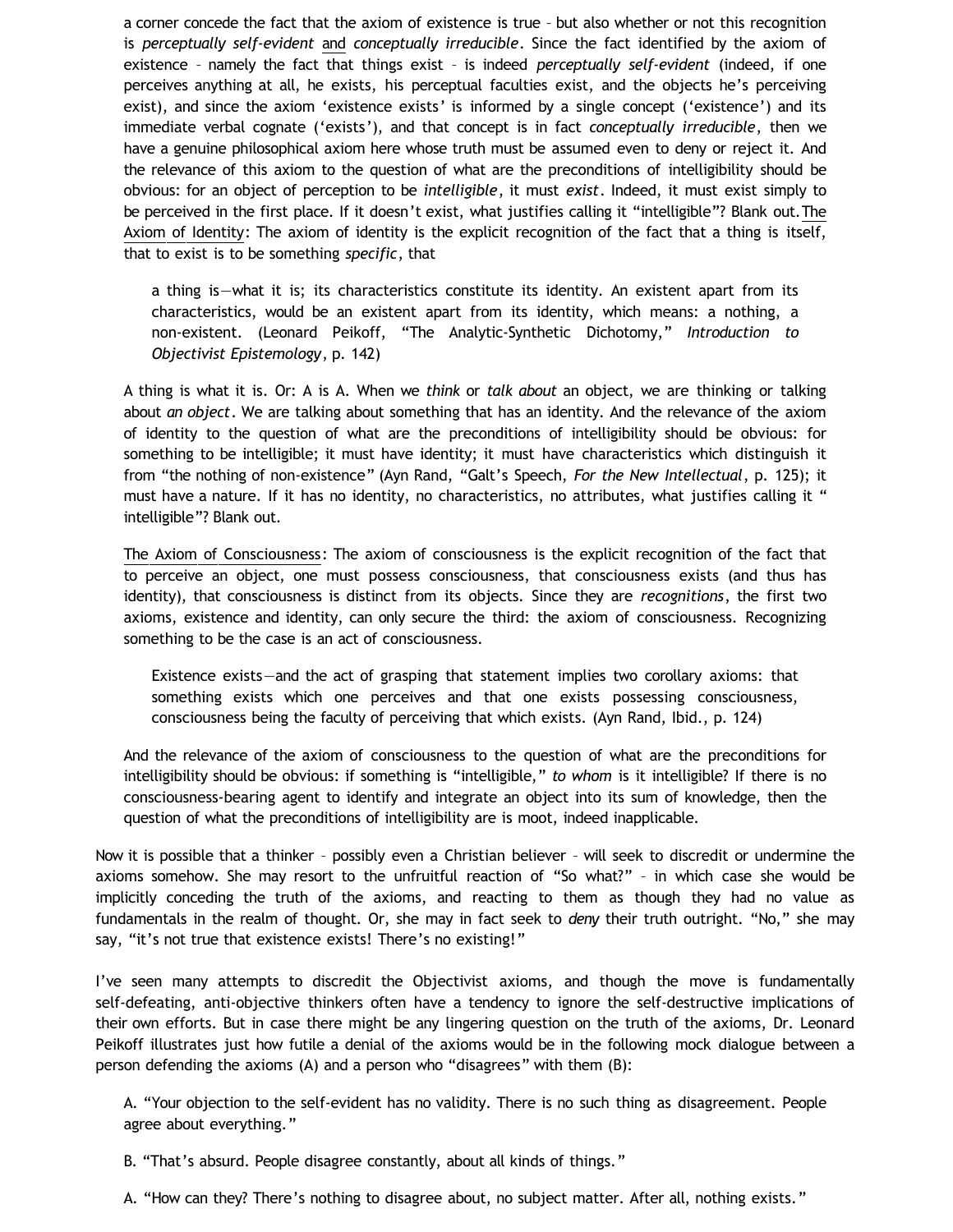a corner concede the fact that the axiom of existence is true – but also whether or not this recognition is *perceptually self-evident* and *conceptually irreducible*. Since the fact identified by the axiom of existence – namely the fact that things exist – is indeed *perceptually self-evident* (indeed, if one perceives anything at all, he exists, his perceptual faculties exist, and the objects he's perceiving exist), and since the axiom 'existence exists' is informed by a single concept ('existence') and its immediate verbal cognate ('exists'), and that concept is in fact *conceptually irreducible*, then we have a genuine philosophical axiom here whose truth must be assumed even to deny or reject it. And the relevance of this axiom to the question of what are the preconditions of intelligibility should be obvious: for an object of perception to be *intelligible*, it must *exist*. Indeed, it must exist simply to be perceived in the first place. If it doesn't exist, what justifies calling it "intelligible"? Blank out. The Axiom of Identity: The axiom of identity is the explicit recognition of the fact that a thing is itself, that to exist is to be something *specific*, that

> a thing is—what it is; its characteristics constitute its identity. An existent apart from its characteristics, would be an existent apart from its identity, which means: a nothing, a non-existent. (Leonard Peikoff, "The Analytic-Synthetic Dichotomy," *Introduction to Objectivist Epistemology*, p. 142)

A thing is what it is. Or: A is A. When we *think* or *talk about* an object, we are thinking or talking about *an object*. We are talking about something that has an identity. And the relevance of the axiom of identity to the question of what are the preconditions of intelligibility should be obvious: for something to be intelligible; it must have identity; it must have characteristics which distinguish it from "the nothing of non-existence" (Ayn Rand, "Galt's Speech, *For the New Intellectual*, p. 125); it must have a nature. If it has no identity, no characteristics, no attributes, what justifies calling it " intelligible"? Blank out.

The Axiom of Consciousness: The axiom of consciousness is the explicit recognition of the fact that to perceive an object, one must possess consciousness, that consciousness exists (and thus has identity), that consciousness is distinct from its objects. Since they are *recognitions*, the first two axioms, existence and identity, can only secure the third: the axiom of consciousness. Recognizing something to be the case is an act of consciousness.

> Existence exists—and the act of grasping that statement implies two corollary axioms: that something exists which one perceives and that one exists possessing consciousness, consciousness being the faculty of perceiving that which exists. (Ayn Rand, Ibid., p. 124)

And the relevance of the axiom of consciousness to the question of what are the preconditions for intelligibility should be obvious: if something is "intelligible," *to whom* is it intelligible? If there is no consciousness-bearing agent to identify and integrate an object into its sum of knowledge, then the question of what the preconditions of intelligibility are is moot, indeed inapplicable.

Now it is possible that a thinker – possibly even a Christian believer – will seek to discredit or undermine the axioms somehow. She may resort to the unfruitful reaction of "So what?" – in which case she would be implicitly conceding the truth of the axioms, and reacting to them as though they had no value as fundamentals in the realm of thought. Or, she may in fact seek to *deny* their truth outright. "No," she may say, "it's not true that existence exists! There's no existing!"

I've seen many attempts to discredit the Objectivist axioms, and though the move is fundamentally self-defeating, anti-objective thinkers often have a tendency to ignore the self-destructive implications of their own efforts. But in case there might be any lingering question on the truth of the axioms, Dr. Leonard Peikoff illustrates just how futile a denial of the axioms would be in the following mock dialogue between a person defending the axioms (A) and a person who "disagrees" with them (B):

> A. "Your objection to the self-evident has no validity. There is no such thing as disagreement. People agree about everything."
>
> B. "That's absurd. People disagree constantly, about all kinds of things."
>
> A. "How can they? There's nothing to disagree about, no subject matter. After all, nothing exists."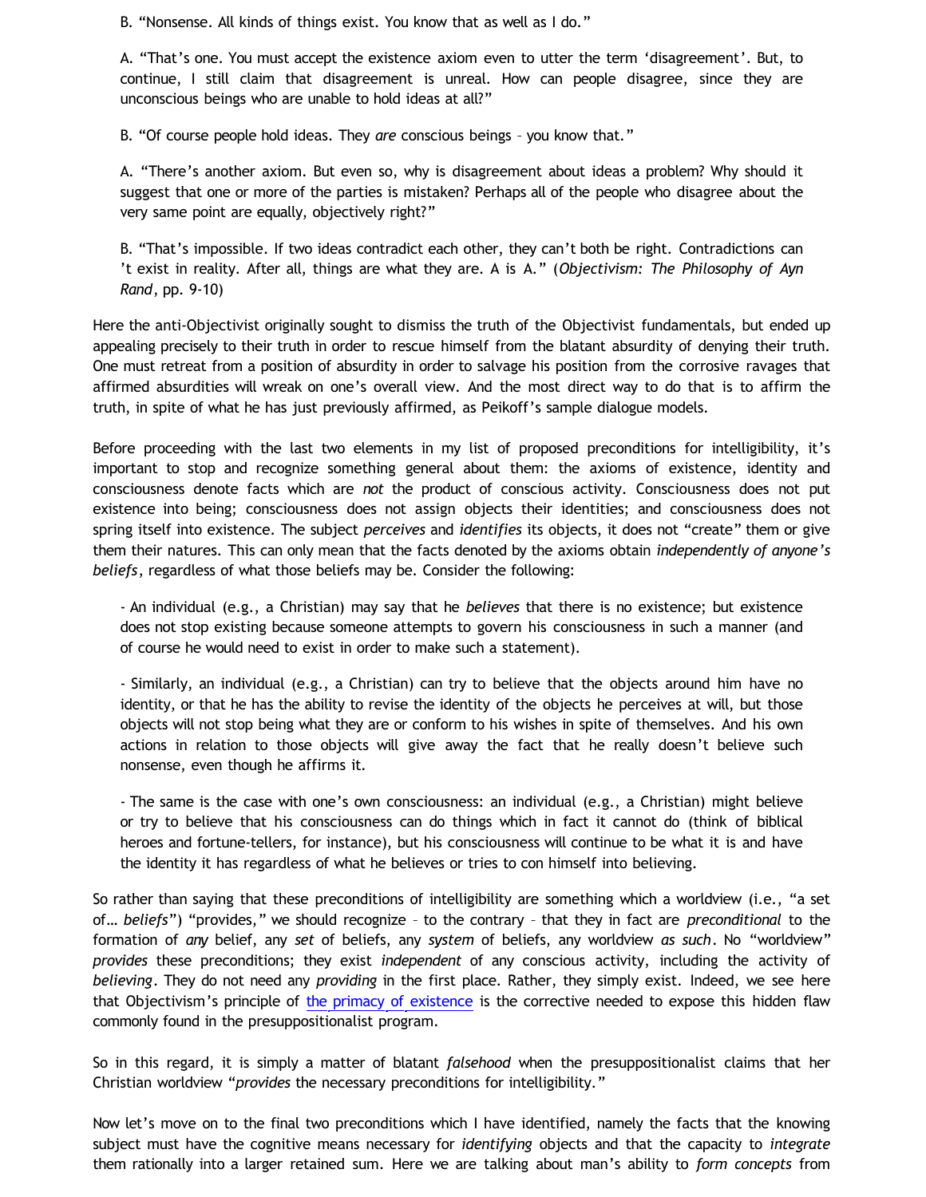> B. "Nonsense. All kinds of things exist. You know that as well as I do."
>
> A. "That's one. You must accept the existence axiom even to utter the term 'disagreement'. But, to continue, I still claim that disagreement is unreal. How can people disagree, since they are unconscious beings who are unable to hold ideas at all?"
>
> B. "Of course people hold ideas. They *are* conscious beings – you know that."
>
> A. "There's another axiom. But even so, why is disagreement about ideas a problem? Why should it suggest that one or more of the parties is mistaken? Perhaps all of the people who disagree about the very same point are equally, objectively right?"
>
> B. "That's impossible. If two ideas contradict each other, they can't both be right. Contradictions can 't exist in reality. After all, things are what they are. A is A." (*Objectivism: The Philosophy of Ayn Rand*, pp. 9-10)

Here the anti-Objectivist originally sought to dismiss the truth of the Objectivist fundamentals, but ended up appealing precisely to their truth in order to rescue himself from the blatant absurdity of denying their truth. One must retreat from a position of absurdity in order to salvage his position from the corrosive ravages that affirmed absurdities will wreak on one's overall view. And the most direct way to do that is to affirm the truth, in spite of what he has just previously affirmed, as Peikoff's sample dialogue models.

Before proceeding with the last two elements in my list of proposed preconditions for intelligibility, it's important to stop and recognize something general about them: the axioms of existence, identity and consciousness denote facts which are *not* the product of conscious activity. Consciousness does not put existence into being; consciousness does not assign objects their identities; and consciousness does not spring itself into existence. The subject *perceives* and *identifies* its objects, it does not "create" them or give them their natures. This can only mean that the facts denoted by the axioms obtain *independently of anyone's beliefs*, regardless of what those beliefs may be. Consider the following:

> - An individual (e.g., a Christian) may say that he *believes* that there is no existence; but existence does not stop existing because someone attempts to govern his consciousness in such a manner (and of course he would need to exist in order to make such a statement).
>
> - Similarly, an individual (e.g., a Christian) can try to believe that the objects around him have no identity, or that he has the ability to revise the identity of the objects he perceives at will, but those objects will not stop being what they are or conform to his wishes in spite of themselves. And his own actions in relation to those objects will give away the fact that he really doesn't believe such nonsense, even though he affirms it.
>
> - The same is the case with one's own consciousness: an individual (e.g., a Christian) might believe or try to believe that his consciousness can do things which in fact it cannot do (think of biblical heroes and fortune-tellers, for instance), but his consciousness will continue to be what it is and have the identity it has regardless of what he believes or tries to con himself into believing.

So rather than saying that these preconditions of intelligibility are something which a worldview (i.e., "a set of... *beliefs*") "provides," we should recognize – to the contrary – that they in fact are *preconditional* to the formation of *any* belief, any *set* of beliefs, any *system* of beliefs, any worldview *as such*. No "worldview" *provides* these preconditions; they exist *independent* of any conscious activity, including the activity of *believing*. They do not need any *providing* in the first place. Rather, they simply exist. Indeed, we see here that Objectivism's principle of the primacy of existence is the corrective needed to expose this hidden flaw commonly found in the presuppositionalist program.

So in this regard, it is simply a matter of blatant *falsehood* when the presuppositionalist claims that her Christian worldview "*provides* the necessary preconditions for intelligibility."

Now let's move on to the final two preconditions which I have identified, namely the facts that the knowing subject must have the cognitive means necessary for *identifying* objects and that the capacity to *integrate* them rationally into a larger retained sum. Here we are talking about man's ability to *form concepts* from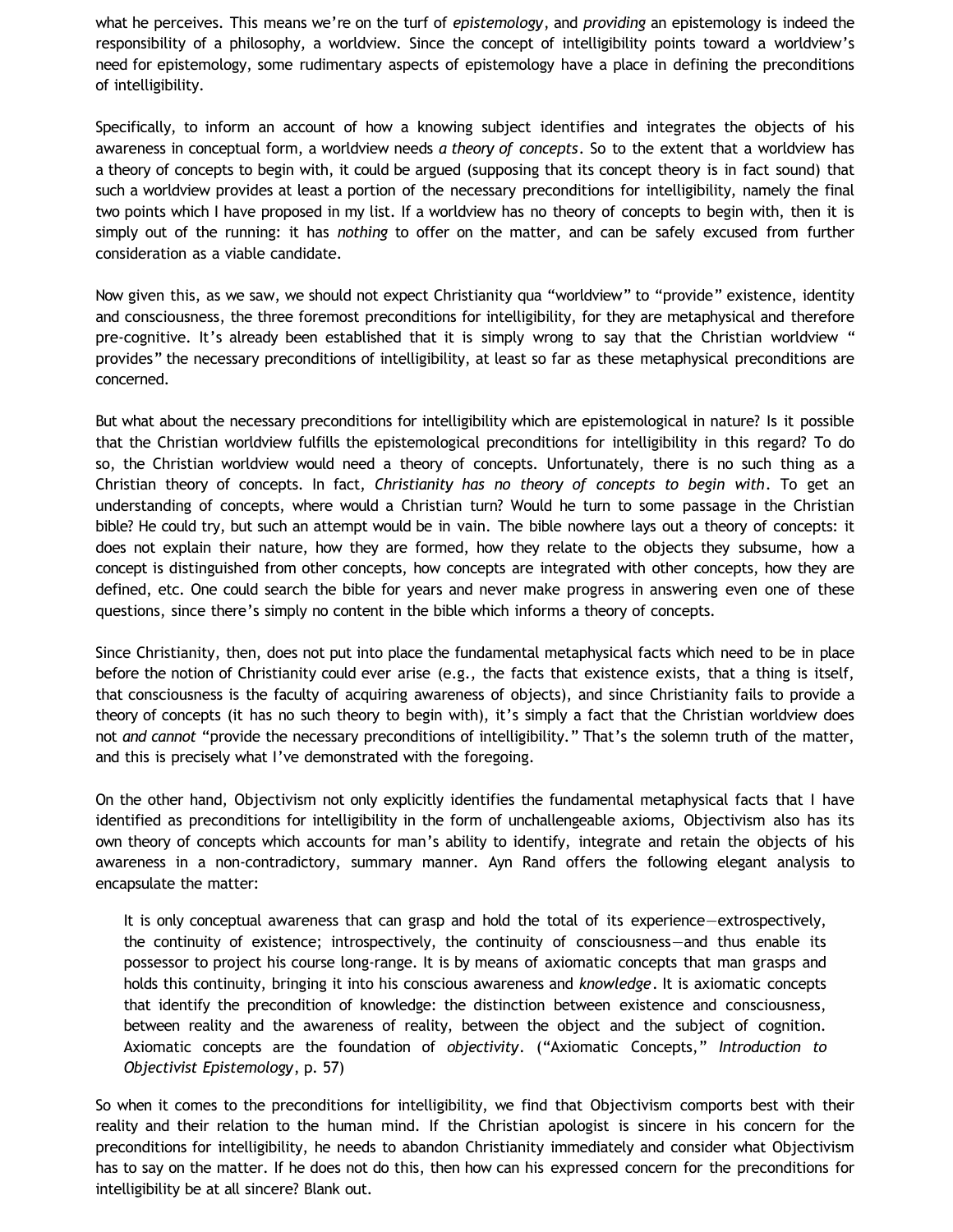what he perceives. This means we're on the turf of *epistemology*, and *providing* an epistemology is indeed the responsibility of a philosophy, a worldview. Since the concept of intelligibility points toward a worldview's need for epistemology, some rudimentary aspects of epistemology have a place in defining the preconditions of intelligibility.

Specifically, to inform an account of how a knowing subject identifies and integrates the objects of his awareness in conceptual form, a worldview needs *a theory of concepts*. So to the extent that a worldview has a theory of concepts to begin with, it could be argued (supposing that its concept theory is in fact sound) that such a worldview provides at least a portion of the necessary preconditions for intelligibility, namely the final two points which I have proposed in my list. If a worldview has no theory of concepts to begin with, then it is simply out of the running: it has *nothing* to offer on the matter, and can be safely excused from further consideration as a viable candidate.

Now given this, as we saw, we should not expect Christianity qua "worldview" to "provide" existence, identity and consciousness, the three foremost preconditions for intelligibility, for they are metaphysical and therefore pre-cognitive. It's already been established that it is simply wrong to say that the Christian worldview " provides" the necessary preconditions of intelligibility, at least so far as these metaphysical preconditions are concerned.

But what about the necessary preconditions for intelligibility which are epistemological in nature? Is it possible that the Christian worldview fulfills the epistemological preconditions for intelligibility in this regard? To do so, the Christian worldview would need a theory of concepts. Unfortunately, there is no such thing as a Christian theory of concepts. In fact, *Christianity has no theory of concepts to begin with*. To get an understanding of concepts, where would a Christian turn? Would he turn to some passage in the Christian bible? He could try, but such an attempt would be in vain. The bible nowhere lays out a theory of concepts: it does not explain their nature, how they are formed, how they relate to the objects they subsume, how a concept is distinguished from other concepts, how concepts are integrated with other concepts, how they are defined, etc. One could search the bible for years and never make progress in answering even one of these questions, since there's simply no content in the bible which informs a theory of concepts.

Since Christianity, then, does not put into place the fundamental metaphysical facts which need to be in place before the notion of Christianity could ever arise (e.g., the facts that existence exists, that a thing is itself, that consciousness is the faculty of acquiring awareness of objects), and since Christianity fails to provide a theory of concepts (it has no such theory to begin with), it's simply a fact that the Christian worldview does not *and cannot* "provide the necessary preconditions of intelligibility." That's the solemn truth of the matter, and this is precisely what I've demonstrated with the foregoing.

On the other hand, Objectivism not only explicitly identifies the fundamental metaphysical facts that I have identified as preconditions for intelligibility in the form of unchallengeable axioms, Objectivism also has its own theory of concepts which accounts for man's ability to identify, integrate and retain the objects of his awareness in a non-contradictory, summary manner. Ayn Rand offers the following elegant analysis to encapsulate the matter:

> It is only conceptual awareness that can grasp and hold the total of its experience—extrospectively, the continuity of existence; introspectively, the continuity of consciousness—and thus enable its possessor to project his course long-range. It is by means of axiomatic concepts that man grasps and holds this continuity, bringing it into his conscious awareness and *knowledge*. It is axiomatic concepts that identify the precondition of knowledge: the distinction between existence and consciousness, between reality and the awareness of reality, between the object and the subject of cognition. Axiomatic concepts are the foundation of *objectivity*. ("Axiomatic Concepts," *Introduction to Objectivist Epistemology*, p. 57)

So when it comes to the preconditions for intelligibility, we find that Objectivism comports best with their reality and their relation to the human mind. If the Christian apologist is sincere in his concern for the preconditions for intelligibility, he needs to abandon Christianity immediately and consider what Objectivism has to say on the matter. If he does not do this, then how can his expressed concern for the preconditions for intelligibility be at all sincere? Blank out.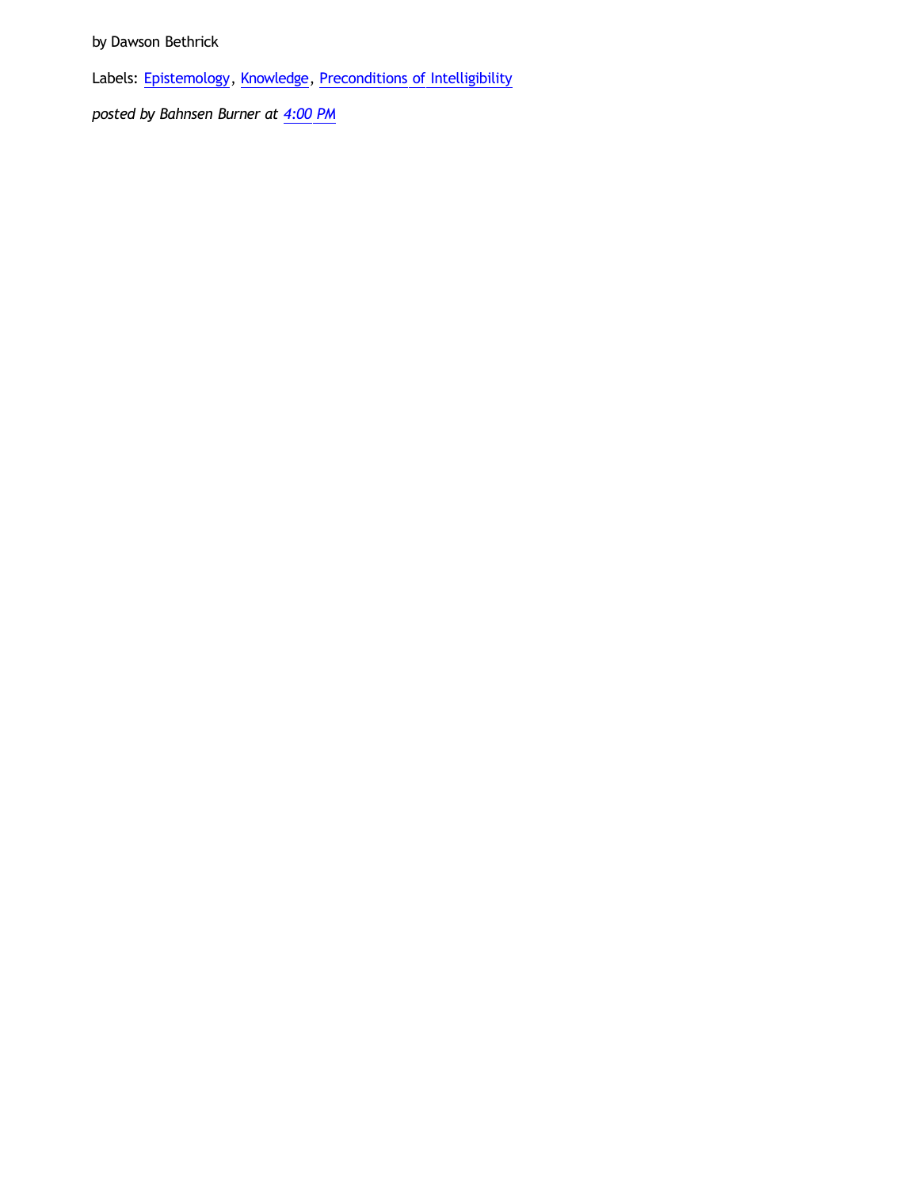by Dawson Bethrick

Labels: Epistemology, Knowledge, Preconditions of Intelligibility

*posted by Bahnsen Burner at 4:00 PM*